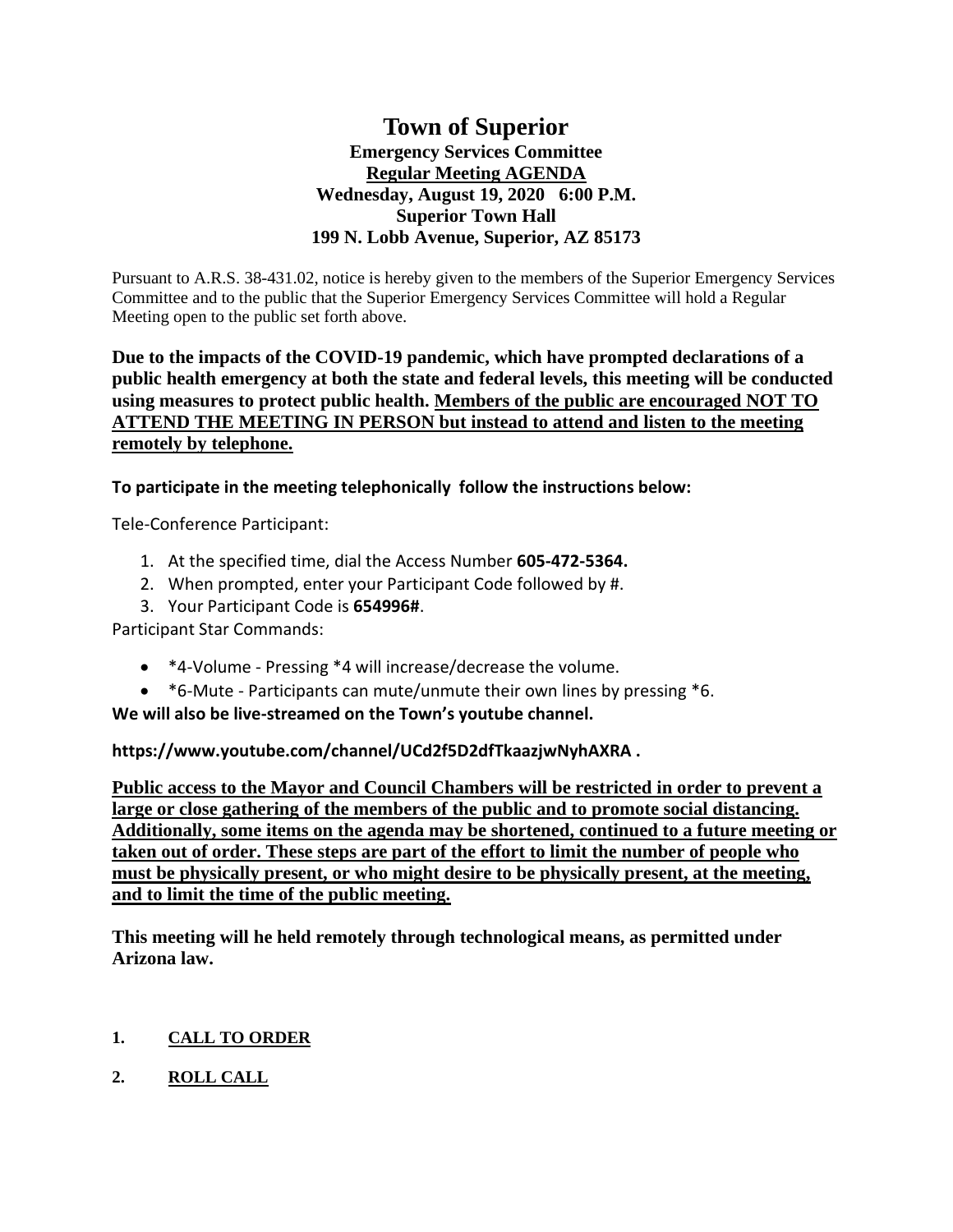# Town of Superior

## Emergency Services Committee

## Regular Meeting AGENDA

## Wednesday, August 19, 2020 6:00 P.M.

## Superior Town Hall

## 199 N. Lobb Avenue, Superior, AZ 85173

Pursuant to A.R.S. 38-431.02, notice is hereby given to the members of the Superior Emergency Services Committee and to the public that the Superior Emergency Services Committee will hold a Regular Meeting open to the public set forth above.

**Due to the impacts of the COVID-19 pandemic, which have prompted declarations of a public health emergency at both the state and federal levels, this meeting will be conducted using measures to protect public health. Members of the public are encouraged NOT TO ATTEND THE MEETING IN PERSON but instead to attend and listen to the meeting remotely by telephone.**

**To participate in the meeting telephonically follow the instructions below:**

Tele-Conference Participant:

1. At the specified time, dial the Access Number **605-472-5364.**
2. When prompted, enter your Participant Code followed by #.
3. Your Participant Code is **654996#**.

Participant Star Commands:

- *4-Volume - Pressing *4 will increase/decrease the volume.
- *6-Mute - Participants can mute/unmute their own lines by pressing *6.

**We will also be live-streamed on the Town's youtube channel.**

**https://www.youtube.com/channel/UCd2f5D2dfTkaazjwNyhAXRA .**

**Public access to the Mayor and Council Chambers will be restricted in order to prevent a large or close gathering of the members of the public and to promote social distancing. Additionally, some items on the agenda may be shortened, continued to a future meeting or taken out of order. These steps are part of the effort to limit the number of people who must be physically present, or who might desire to be physically present, at the meeting, and to limit the time of the public meeting.**

**This meeting will he held remotely through technological means, as permitted under Arizona law.**

**1. CALL TO ORDER**

**2. ROLL CALL**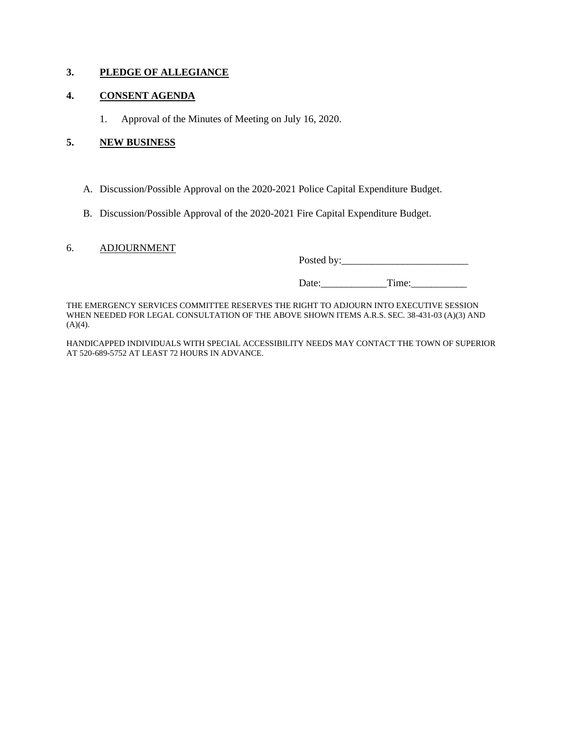**3. PLEDGE OF ALLEGIANCE**

**4. CONSENT AGENDA**

1. Approval of the Minutes of Meeting on July 16, 2020.

**5. NEW BUSINESS**

A. Discussion/Possible Approval on the 2020-2021 Police Capital Expenditure Budget.

B. Discussion/Possible Approval of the 2020-2021 Fire Capital Expenditure Budget.

6. ADJOURNMENT

Posted by:_________________________

Date:_____________Time:___________

THE EMERGENCY SERVICES COMMITTEE RESERVES THE RIGHT TO ADJOURN INTO EXECUTIVE SESSION WHEN NEEDED FOR LEGAL CONSULTATION OF THE ABOVE SHOWN ITEMS A.R.S. SEC. 38-431-03 (A)(3) AND (A)(4).

HANDICAPPED INDIVIDUALS WITH SPECIAL ACCESSIBILITY NEEDS MAY CONTACT THE TOWN OF SUPERIOR AT 520-689-5752 AT LEAST 72 HOURS IN ADVANCE.